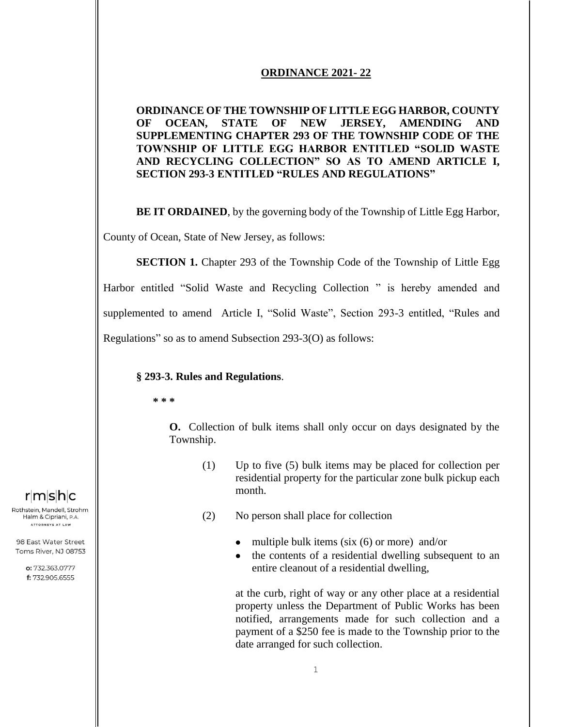**ORDINANCE 2021- 22**

**ORDINANCE OF THE TOWNSHIP OF LITTLE EGG HARBOR, COUNTY OF OCEAN, STATE OF NEW JERSEY, AMENDING AND SUPPLEMENTING CHAPTER 293 OF THE TOWNSHIP CODE OF THE TOWNSHIP OF LITTLE EGG HARBOR ENTITLED "SOLID WASTE AND RECYCLING COLLECTION" SO AS TO AMEND ARTICLE I, SECTION 293-3 ENTITLED "RULES AND REGULATIONS"**

**BE IT ORDAINED**, by the governing body of the Township of Little Egg Harbor, County of Ocean, State of New Jersey, as follows:

**SECTION 1.** Chapter 293 of the Township Code of the Township of Little Egg Harbor entitled "Solid Waste and Recycling Collection " is hereby amended and supplemented to amend Article I, "Solid Waste", Section 293-3 entitled, "Rules and Regulations" so as to amend Subsection 293-3(O) as follows:

**§ 293-3. Rules and Regulations**.

**\* \* \***

**O.** Collection of bulk items shall only occur on days designated by the Township.

(1) Up to five (5) bulk items may be placed for collection per residential property for the particular zone bulk pickup each month.

(2) No person shall place for collection

- multiple bulk items (six (6) or more) and/or
- the contents of a residential dwelling subsequent to an entire cleanout of a residential dwelling,

at the curb, right of way or any other place at a residential property unless the Department of Public Works has been notified, arrangements made for such collection and a payment of a $250 fee is made to the Township prior to the date arranged for such collection.

r|m|s|h|c
Rothstein, Mandell, Strohm Halm & Cipriani, P.A.
ATTORNEYS AT LAW

98 East Water Street
Toms River, NJ 08753

o: 732.363.0777
f: 732.905.6555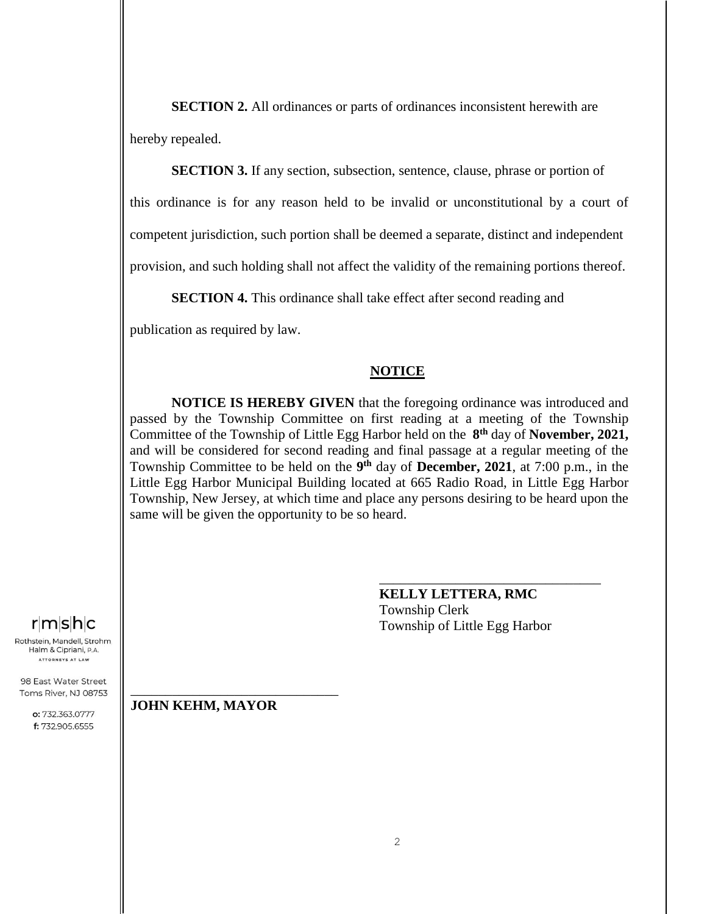**SECTION 2.** All ordinances or parts of ordinances inconsistent herewith are hereby repealed.

**SECTION 3.** If any section, subsection, sentence, clause, phrase or portion of this ordinance is for any reason held to be invalid or unconstitutional by a court of competent jurisdiction, such portion shall be deemed a separate, distinct and independent provision, and such holding shall not affect the validity of the remaining portions thereof.

**SECTION 4.** This ordinance shall take effect after second reading and publication as required by law.

## NOTICE

**NOTICE IS HEREBY GIVEN** that the foregoing ordinance was introduced and passed by the Township Committee on first reading at a meeting of the Township Committee of the Township of Little Egg Harbor held on the **8th** day of **November, 2021,** and will be considered for second reading and final passage at a regular meeting of the Township Committee to be held on the **9th** day of **December, 2021**, at 7:00 p.m., in the Little Egg Harbor Municipal Building located at 665 Radio Road, in Little Egg Harbor Township, New Jersey, at which time and place any persons desiring to be heard upon the same will be given the opportunity to be so heard.

\_\_\_\_\_\_\_\_\_\_\_\_\_\_\_\_\_\_\_\_\_\_\_\_\_\_\_\_\_\_\_\_
**KELLY LETTERA, RMC**
Township Clerk
Township of Little Egg Harbor

r|m|s|h|c
Rothstein, Mandell, Strohm Halm & Cipriani, P.A.
ATTORNEYS AT LAW

98 East Water Street
Toms River, NJ 08753

o: 732.363.0777
f: 732.905.6555

\_\_\_\_\_\_\_\_\_\_\_\_\_\_\_\_\_\_\_\_\_\_\_\_\_\_\_\_\_\_\_\_
**JOHN KEHM, MAYOR**